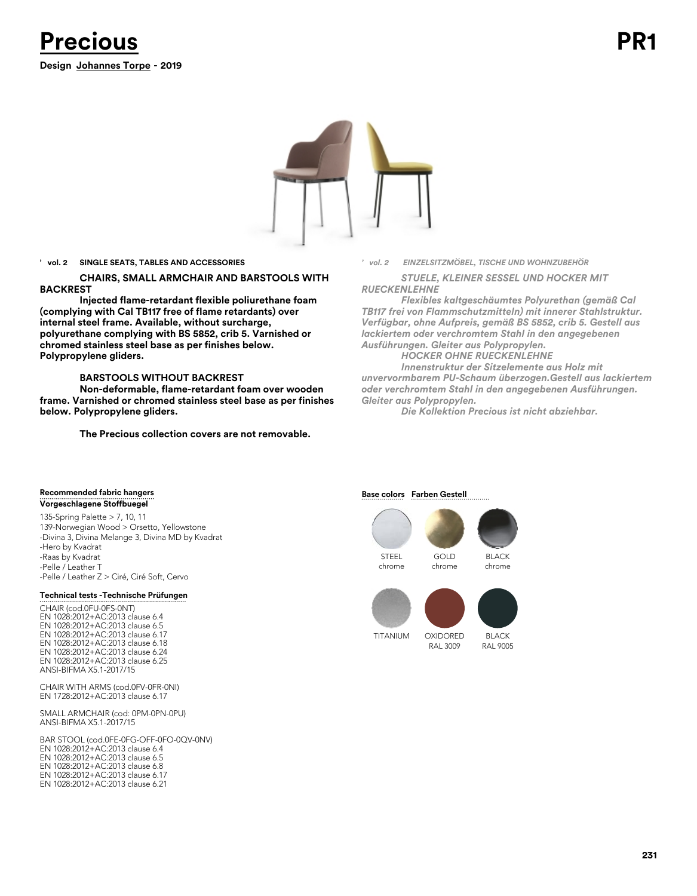# Precious

**PR1**

**Design Johannes Torpe - 2019**

**' vol. 2 SINGLE SEATS, TABLES AND ACCESSORIES**

**CHAIRS, SMALL ARMCHAIR AND BARSTOOLS WITH BACKREST**

**Injected flame-retardant flexible poliurethane foam (complying with Cal TB117 free of flame retardants) over internal steel frame. Available, without surcharge, polyurethane complying with BS 5852, crib 5. Varnished or chromed stainless steel base as per finishes below. Polypropylene gliders.**

**BARSTOOLS WITHOUT BACKREST**

**Non-deformable, flame-retardant foam over wooden frame. Varnished or chromed stainless steel base as per finishes below. Polypropylene gliders.**

**The Precious collection covers are not removable.**

*' vol. 2 EINZELSITZMÖBEL, TISCHE UND WOHNZUBEHÖR*

***STUELE, KLEINER SESSEL UND HOCKER MIT RUECKENLEHNE***

***Flexibles kaltgeschäumtes Polyurethan (gemäß Cal TB117 frei von Flammschutzmitteln) mit innerer Stahlstruktur. Verfügbar, ohne Aufpreis, gemäß BS 5852, crib 5. Gestell aus lackiertem oder verchromtem Stahl in den angegebenen Ausführungen. Gleiter aus Polypropylen.***

***HOCKER OHNE RUECKENLEHNE***

***Innenstruktur der Sitzelemente aus Holz mit unvervormbarem PU-Schaum überzogen.Gestell aus lackiertem oder verchromtem Stahl in den angegebenen Ausführungen. Gleiter aus Polypropylen.***

***Die Kollektion Precious ist nicht abziehbar.***

**Recommended fabric hangers**
**Vorgeschlagene Stoffbuegel**

135-Spring Palette > 7, 10, 11
139-Norwegian Wood > Orsetto, Yellowstone
-Divina 3, Divina Melange 3, Divina MD by Kvadrat
-Hero by Kvadrat
-Raas by Kvadrat
-Pelle / Leather T
-Pelle / Leather Z > Ciré, Ciré Soft, Cervo

**Technical tests -Technische Prüfungen**

CHAIR (cod.0FU-0FS-0NT)
EN 1028:2012+AC:2013 clause 6.4
EN 1028:2012+AC:2013 clause 6.5
EN 1028:2012+AC:2013 clause 6.17
EN 1028:2012+AC:2013 clause 6.18
EN 1028:2012+AC:2013 clause 6.24
EN 1028:2012+AC:2013 clause 6.25
ANSI-BIFMA X5.1-2017/15

CHAIR WITH ARMS (cod.0FV-0FR-0NI)
EN 1728:2012+AC:2013 clause 6.17

SMALL ARMCHAIR (cod: 0PM-0PN-0PU)
ANSI-BIFMA X5.1-2017/15

BAR STOOL (cod.0FE-0FG-OFF-0FO-0QV-0NV)
EN 1028:2012+AC:2013 clause 6.4
EN 1028:2012+AC:2013 clause 6.5
EN 1028:2012+AC:2013 clause 6.8
EN 1028:2012+AC:2013 clause 6.17
EN 1028:2012+AC:2013 clause 6.21

**Base colors Farben Gestell**

STEEL chrome
GOLD chrome
BLACK chrome
TITANIUM
OXIDORED RAL 3009
BLACK RAL 9005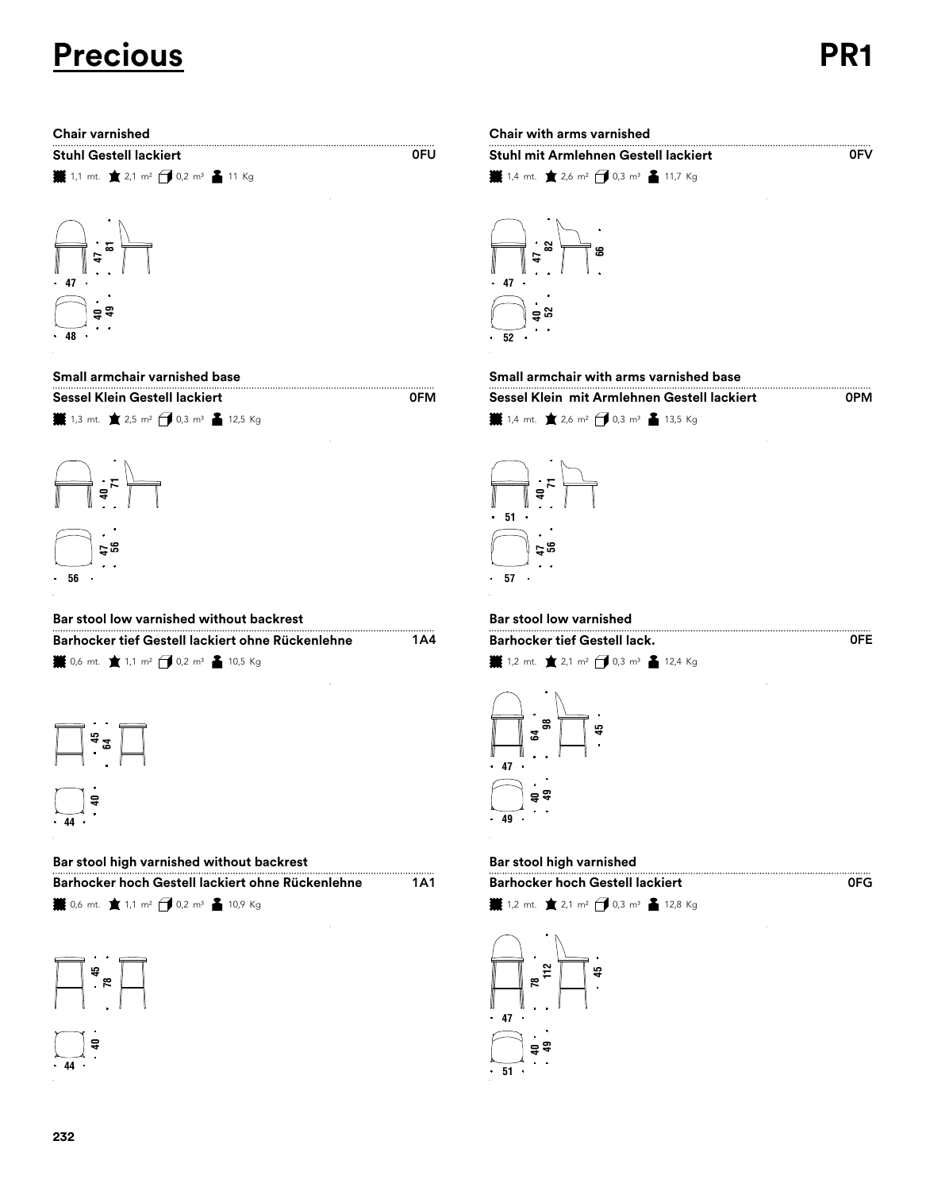# Precious

## PR1

### Chair varnished

**Stuhl Gestell lackiert** — **0FU**

1,1 mt. · 2,1 m² · 0,2 m³ · 11 Kg

47 · 81 · 47 · 40 · 49 · 48

### Chair with arms varnished

**Stuhl mit Armlehnen Gestell lackiert** — **0FV**

1,4 mt. · 2,6 m² · 0,3 m³ · 11,7 Kg

47 · 82 · 66 · 47 · 40 · 52 · 52

### Small armchair varnished base

**Sessel Klein Gestell lackiert** — **0FM**

1,3 mt. · 2,5 m² · 0,3 m³ · 12,5 Kg

40 · 71 · 47 · 56 · 56

### Small armchair with arms varnished base

**Sessel Klein mit Armlehnen Gestell lackiert** — **0PM**

1,4 mt. · 2,6 m² · 0,3 m³ · 13,5 Kg

40 · 71 · 51 · 47 · 56 · 57

### Bar stool low varnished without backrest

**Barhocker tief Gestell lackiert ohne Rückenlehne** — **1A4**

0,6 mt. · 1,1 m² · 0,2 m³ · 10,5 Kg

45 · 64 · 40 · 44

### Bar stool low varnished

**Barhocker tief Gestell lack.** — **0FE**

1,2 mt. · 2,1 m² · 0,3 m³ · 12,4 Kg

64 · 98 · 45 · 47 · 40 · 49 · 49

### Bar stool high varnished without backrest

**Barhocker hoch Gestell lackiert ohne Rückenlehne** — **1A1**

0,6 mt. · 1,1 m² · 0,2 m³ · 10,9 Kg

45 · 78 · 40 · 44

### Bar stool high varnished

**Barhocker hoch Gestell lackiert** — **0FG**

1,2 mt. · 2,1 m² · 0,3 m³ · 12,8 Kg

78 · 112 · 45 · 47 · 40 · 49 · 51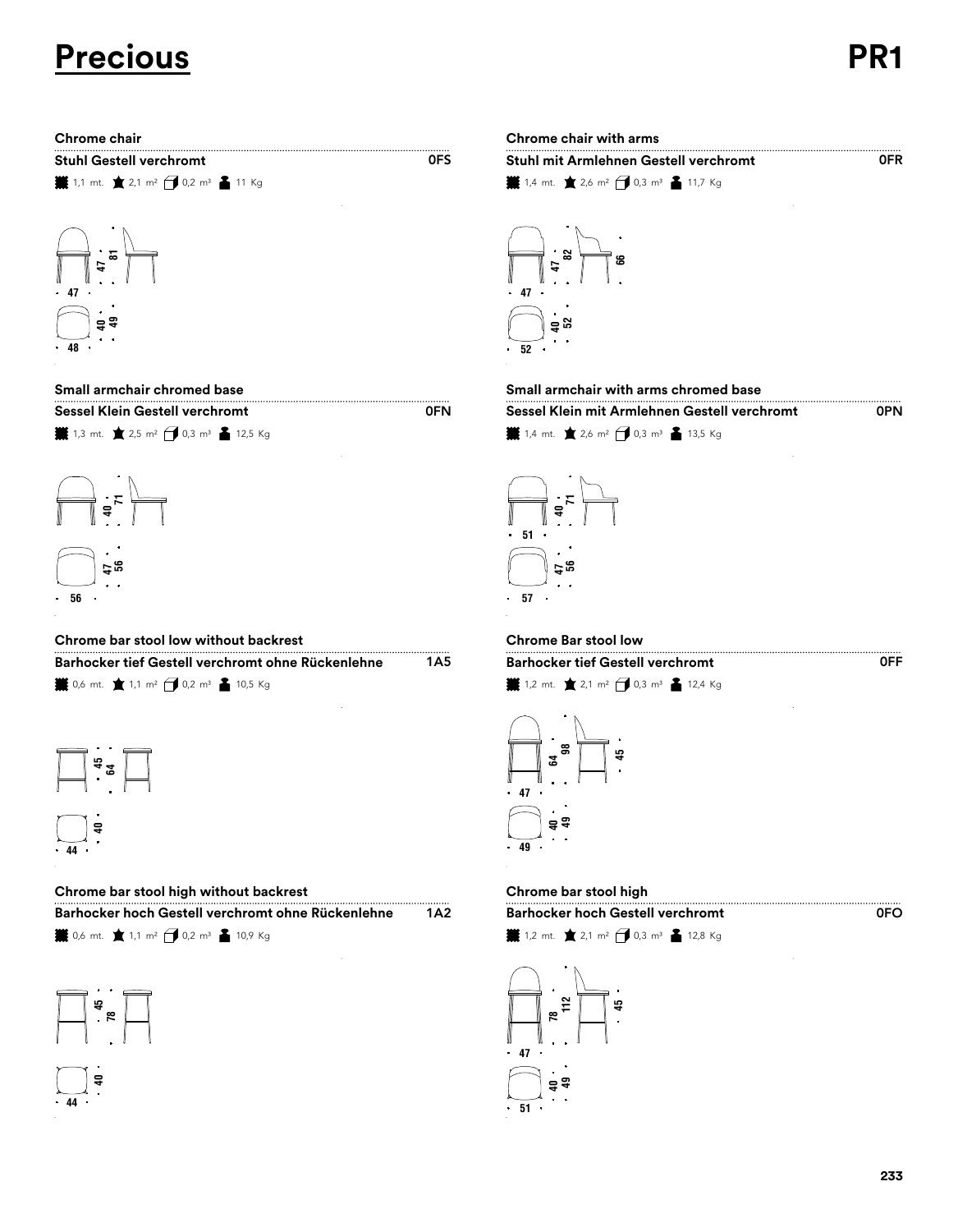# Precious

# PR1

### Chrome chair

**Stuhl Gestell verchromt** **0FS**

1,1 mt. 2,1 m² 0,2 m³ 11 Kg

47 81 47 40 49 48

### Chrome chair with arms

**Stuhl mit Armlehnen Gestell verchromt** **0FR**

1,4 mt. 2,6 m² 0,3 m³ 11,7 Kg

47 82 66 47 40 52 52

### Small armchair chromed base

**Sessel Klein Gestell verchromt** **0FN**

1,3 mt. 2,5 m² 0,3 m³ 12,5 Kg

40 71 47 56 56

### Small armchair with arms chromed base

**Sessel Klein mit Armlehnen Gestell verchromt** **0PN**

1,4 mt. 2,6 m² 0,3 m³ 13,5 Kg

40 71 51 47 56 57

### Chrome bar stool low without backrest

**Barhocker tief Gestell verchromt ohne Rückenlehne** **1A5**

0,6 mt. 1,1 m² 0,2 m³ 10,5 Kg

45 64 40 44

### Chrome Bar stool low

**Barhocker tief Gestell verchromt** **0FF**

1,2 mt. 2,1 m² 0,3 m³ 12,4 Kg

64 98 45 47 40 49 49

### Chrome bar stool high without backrest

**Barhocker hoch Gestell verchromt ohne Rückenlehne** **1A2**

0,6 mt. 1,1 m² 0,2 m³ 10,9 Kg

45 78 40 44

### Chrome bar stool high

**Barhocker hoch Gestell verchromt** **0FO**

1,2 mt. 2,1 m² 0,3 m³ 12,8 Kg

78 112 45 47 40 49 51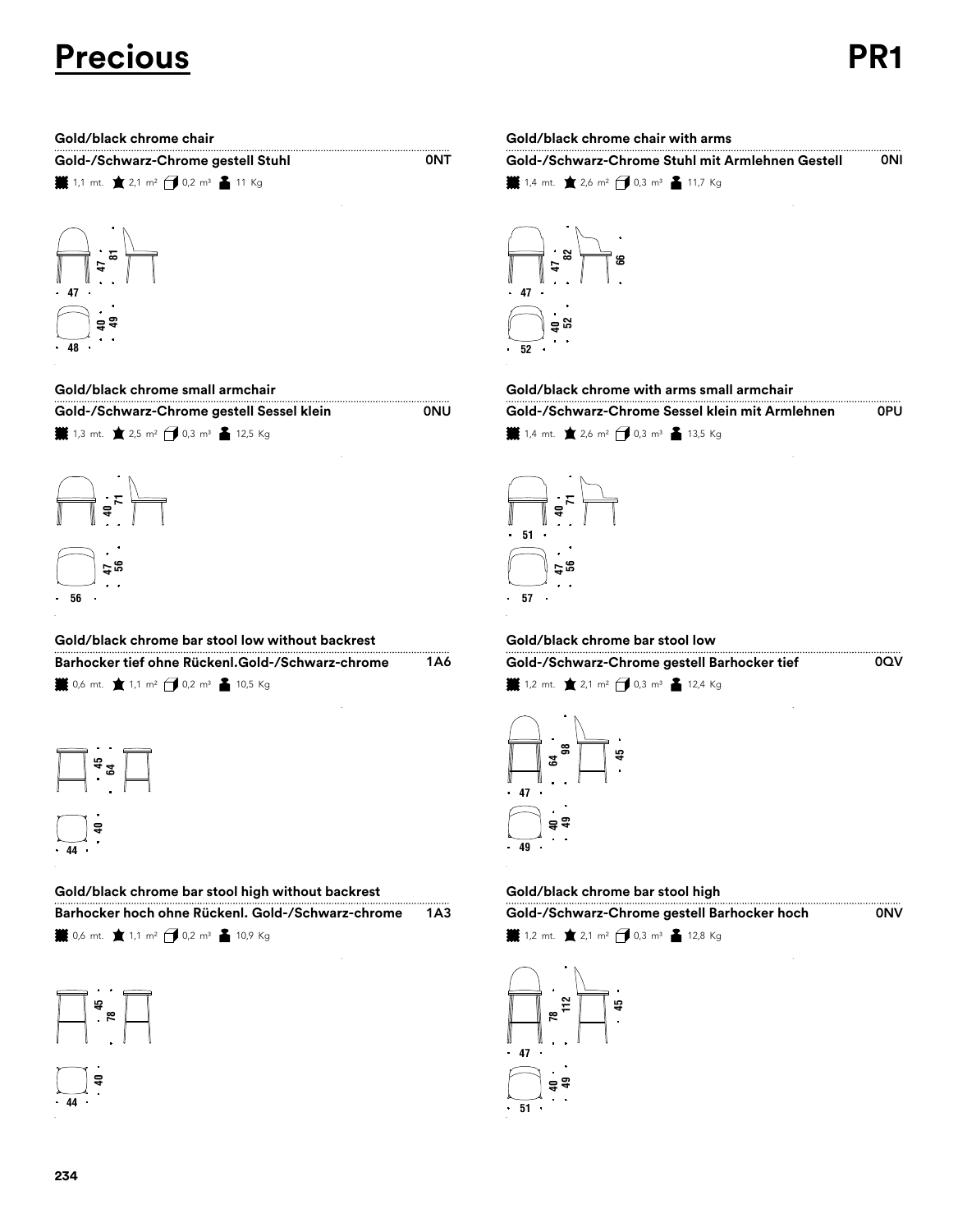# Precious

**PR1**

### Gold/black chrome chair

**Gold-/Schwarz-Chrome gestell Stuhl** — 0NT

1,1 mt. 2,1 m² 0,2 m³ 11 Kg

47
81
47
49
40
48

### Gold/black chrome chair with arms

**Gold-/Schwarz-Chrome Stuhl mit Armlehnen Gestell** — 0NI

1,4 mt. 2,6 m² 0,3 m³ 11,7 Kg

47
82
66
47
52
40
52

### Gold/black chrome small armchair

**Gold-/Schwarz-Chrome gestell Sessel klein** — 0NU

1,3 mt. 2,5 m² 0,3 m³ 12,5 Kg

40
71
47
56
56

### Gold/black chrome with arms small armchair

**Gold-/Schwarz-Chrome Sessel klein mit Armlehnen** — 0PU

1,4 mt. 2,6 m² 0,3 m³ 13,5 Kg

40
71
51
47
56
57

### Gold/black chrome bar stool low without backrest

**Barhocker tief ohne Rückenl.Gold-/Schwarz-chrome** — 1A6

0,6 mt. 1,1 m² 0,2 m³ 10,5 Kg

45
64
40
44

### Gold/black chrome bar stool low

**Gold-/Schwarz-Chrome gestell Barhocker tief** — 0QV

1,2 mt. 2,1 m² 0,3 m³ 12,4 Kg

64
98
45
47
40
49
49

### Gold/black chrome bar stool high without backrest

**Barhocker hoch ohne Rückenl. Gold-/Schwarz-chrome** — 1A3

0,6 mt. 1,1 m² 0,2 m³ 10,9 Kg

45
78
40
44

### Gold/black chrome bar stool high

**Gold-/Schwarz-Chrome gestell Barhocker hoch** — 0NV

1,2 mt. 2,1 m² 0,3 m³ 12,8 Kg

78
112
45
47
40
49
51